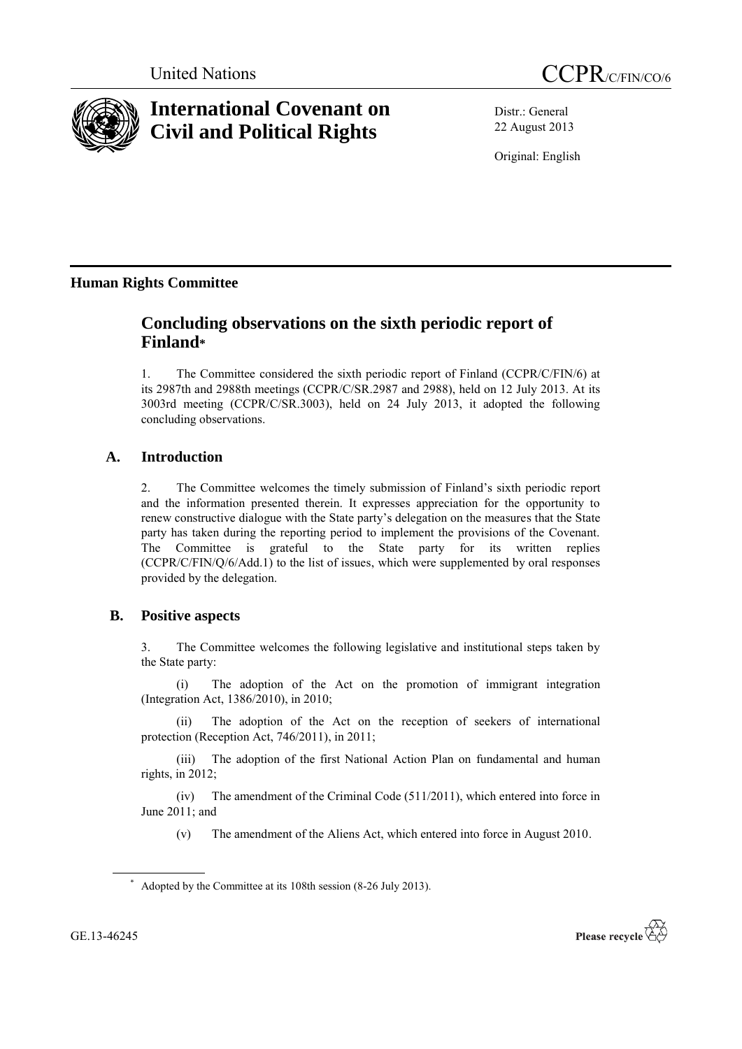United Nations CCPR/C/FIN/CO/6

# International Covenant on Civil and Political Rights

Distr.: General
22 August 2013

Original: English

**Human Rights Committee**

## Concluding observations on the sixth periodic report of Finland*

1. The Committee considered the sixth periodic report of Finland (CCPR/C/FIN/6) at its 2987th and 2988th meetings (CCPR/C/SR.2987 and 2988), held on 12 July 2013. At its 3003rd meeting (CCPR/C/SR.3003), held on 24 July 2013, it adopted the following concluding observations.

### A. Introduction

2. The Committee welcomes the timely submission of Finland's sixth periodic report and the information presented therein. It expresses appreciation for the opportunity to renew constructive dialogue with the State party's delegation on the measures that the State party has taken during the reporting period to implement the provisions of the Covenant. The Committee is grateful to the State party for its written replies (CCPR/C/FIN/Q/6/Add.1) to the list of issues, which were supplemented by oral responses provided by the delegation.

### B. Positive aspects

3. The Committee welcomes the following legislative and institutional steps taken by the State party:

(i) The adoption of the Act on the promotion of immigrant integration (Integration Act, 1386/2010), in 2010;

(ii) The adoption of the Act on the reception of seekers of international protection (Reception Act, 746/2011), in 2011;

(iii) The adoption of the first National Action Plan on fundamental and human rights, in 2012;

(iv) The amendment of the Criminal Code (511/2011), which entered into force in June 2011; and

(v) The amendment of the Aliens Act, which entered into force in August 2010.

* Adopted by the Committee at its 108th session (8-26 July 2013).

GE.13-46245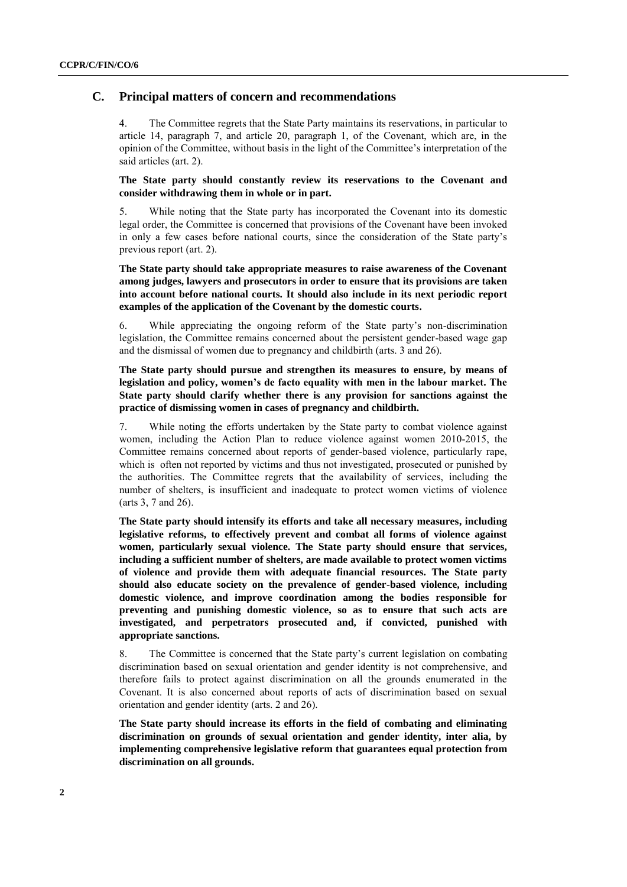## C. Principal matters of concern and recommendations

4. The Committee regrets that the State Party maintains its reservations, in particular to article 14, paragraph 7, and article 20, paragraph 1, of the Covenant, which are, in the opinion of the Committee, without basis in the light of the Committee's interpretation of the said articles (art. 2).

**The State party should constantly review its reservations to the Covenant and consider withdrawing them in whole or in part.**

5. While noting that the State party has incorporated the Covenant into its domestic legal order, the Committee is concerned that provisions of the Covenant have been invoked in only a few cases before national courts, since the consideration of the State party's previous report (art. 2).

**The State party should take appropriate measures to raise awareness of the Covenant among judges, lawyers and prosecutors in order to ensure that its provisions are taken into account before national courts. It should also include in its next periodic report examples of the application of the Covenant by the domestic courts.**

6. While appreciating the ongoing reform of the State party's non-discrimination legislation, the Committee remains concerned about the persistent gender-based wage gap and the dismissal of women due to pregnancy and childbirth (arts. 3 and 26).

**The State party should pursue and strengthen its measures to ensure, by means of legislation and policy, women's de facto equality with men in the labour market. The State party should clarify whether there is any provision for sanctions against the practice of dismissing women in cases of pregnancy and childbirth.**

7. While noting the efforts undertaken by the State party to combat violence against women, including the Action Plan to reduce violence against women 2010-2015, the Committee remains concerned about reports of gender-based violence, particularly rape, which is often not reported by victims and thus not investigated, prosecuted or punished by the authorities. The Committee regrets that the availability of services, including the number of shelters, is insufficient and inadequate to protect women victims of violence (arts 3, 7 and 26).

**The State party should intensify its efforts and take all necessary measures, including legislative reforms, to effectively prevent and combat all forms of violence against women, particularly sexual violence. The State party should ensure that services, including a sufficient number of shelters, are made available to protect women victims of violence and provide them with adequate financial resources. The State party should also educate society on the prevalence of gender-based violence, including domestic violence, and improve coordination among the bodies responsible for preventing and punishing domestic violence, so as to ensure that such acts are investigated, and perpetrators prosecuted and, if convicted, punished with appropriate sanctions.**

8. The Committee is concerned that the State party's current legislation on combating discrimination based on sexual orientation and gender identity is not comprehensive, and therefore fails to protect against discrimination on all the grounds enumerated in the Covenant. It is also concerned about reports of acts of discrimination based on sexual orientation and gender identity (arts. 2 and 26).

**The State party should increase its efforts in the field of combating and eliminating discrimination on grounds of sexual orientation and gender identity, inter alia, by implementing comprehensive legislative reform that guarantees equal protection from discrimination on all grounds.**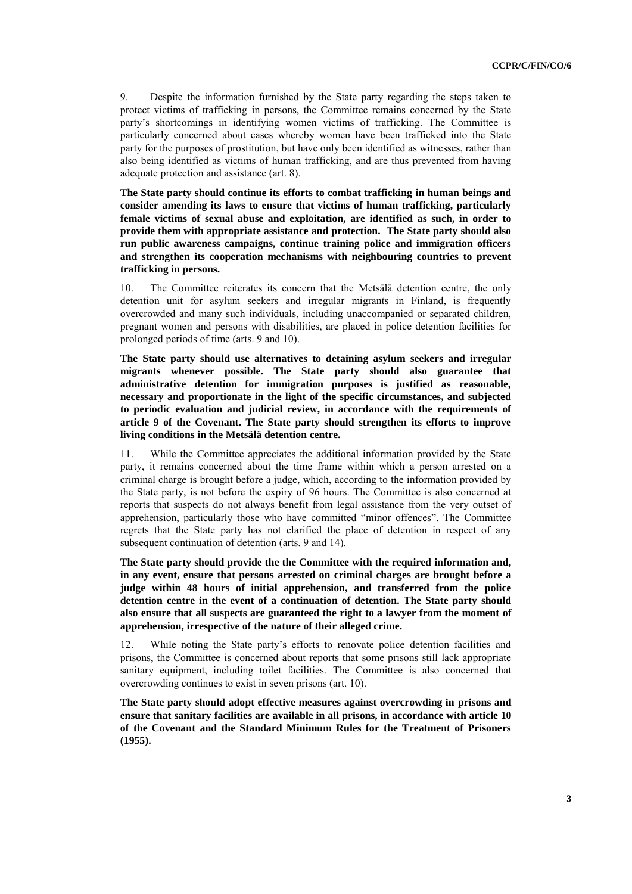9. Despite the information furnished by the State party regarding the steps taken to protect victims of trafficking in persons, the Committee remains concerned by the State party's shortcomings in identifying women victims of trafficking. The Committee is particularly concerned about cases whereby women have been trafficked into the State party for the purposes of prostitution, but have only been identified as witnesses, rather than also being identified as victims of human trafficking, and are thus prevented from having adequate protection and assistance (art. 8).

**The State party should continue its efforts to combat trafficking in human beings and consider amending its laws to ensure that victims of human trafficking, particularly female victims of sexual abuse and exploitation, are identified as such, in order to provide them with appropriate assistance and protection. The State party should also run public awareness campaigns, continue training police and immigration officers and strengthen its cooperation mechanisms with neighbouring countries to prevent trafficking in persons.**

10. The Committee reiterates its concern that the Metsälä detention centre, the only detention unit for asylum seekers and irregular migrants in Finland, is frequently overcrowded and many such individuals, including unaccompanied or separated children, pregnant women and persons with disabilities, are placed in police detention facilities for prolonged periods of time (arts. 9 and 10).

**The State party should use alternatives to detaining asylum seekers and irregular migrants whenever possible. The State party should also guarantee that administrative detention for immigration purposes is justified as reasonable, necessary and proportionate in the light of the specific circumstances, and subjected to periodic evaluation and judicial review, in accordance with the requirements of article 9 of the Covenant. The State party should strengthen its efforts to improve living conditions in the Metsälä detention centre.**

11. While the Committee appreciates the additional information provided by the State party, it remains concerned about the time frame within which a person arrested on a criminal charge is brought before a judge, which, according to the information provided by the State party, is not before the expiry of 96 hours. The Committee is also concerned at reports that suspects do not always benefit from legal assistance from the very outset of apprehension, particularly those who have committed "minor offences". The Committee regrets that the State party has not clarified the place of detention in respect of any subsequent continuation of detention (arts. 9 and 14).

**The State party should provide the the Committee with the required information and, in any event, ensure that persons arrested on criminal charges are brought before a judge within 48 hours of initial apprehension, and transferred from the police detention centre in the event of a continuation of detention. The State party should also ensure that all suspects are guaranteed the right to a lawyer from the moment of apprehension, irrespective of the nature of their alleged crime.**

12. While noting the State party's efforts to renovate police detention facilities and prisons, the Committee is concerned about reports that some prisons still lack appropriate sanitary equipment, including toilet facilities. The Committee is also concerned that overcrowding continues to exist in seven prisons (art. 10).

**The State party should adopt effective measures against overcrowding in prisons and ensure that sanitary facilities are available in all prisons, in accordance with article 10 of the Covenant and the Standard Minimum Rules for the Treatment of Prisoners (1955).**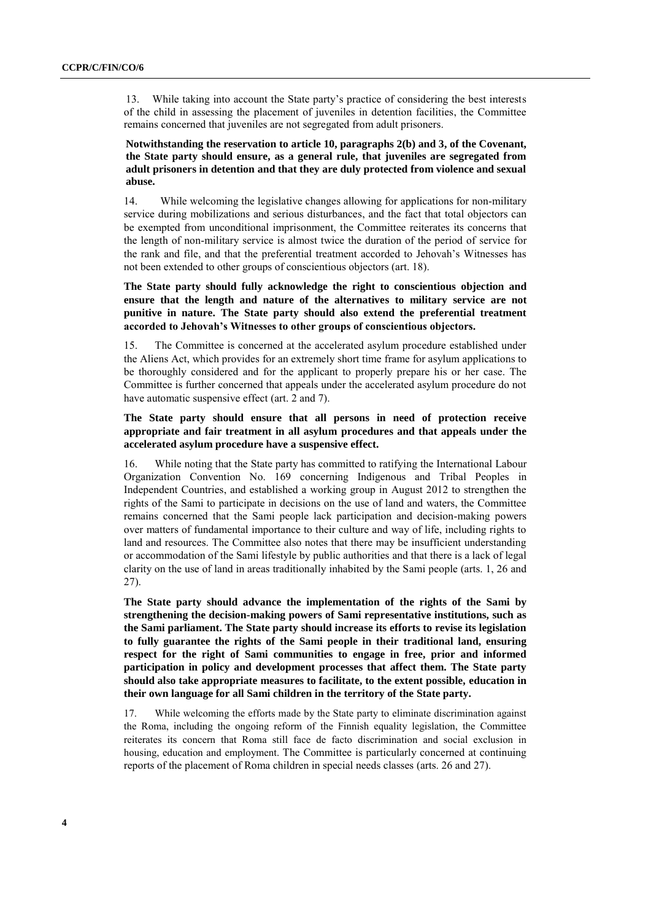13. While taking into account the State party's practice of considering the best interests of the child in assessing the placement of juveniles in detention facilities, the Committee remains concerned that juveniles are not segregated from adult prisoners.

**Notwithstanding the reservation to article 10, paragraphs 2(b) and 3, of the Covenant, the State party should ensure, as a general rule, that juveniles are segregated from adult prisoners in detention and that they are duly protected from violence and sexual abuse.**

14. While welcoming the legislative changes allowing for applications for non-military service during mobilizations and serious disturbances, and the fact that total objectors can be exempted from unconditional imprisonment, the Committee reiterates its concerns that the length of non-military service is almost twice the duration of the period of service for the rank and file, and that the preferential treatment accorded to Jehovah's Witnesses has not been extended to other groups of conscientious objectors (art. 18).

**The State party should fully acknowledge the right to conscientious objection and ensure that the length and nature of the alternatives to military service are not punitive in nature. The State party should also extend the preferential treatment accorded to Jehovah's Witnesses to other groups of conscientious objectors.**

15. The Committee is concerned at the accelerated asylum procedure established under the Aliens Act, which provides for an extremely short time frame for asylum applications to be thoroughly considered and for the applicant to properly prepare his or her case. The Committee is further concerned that appeals under the accelerated asylum procedure do not have automatic suspensive effect (art. 2 and 7).

**The State party should ensure that all persons in need of protection receive appropriate and fair treatment in all asylum procedures and that appeals under the accelerated asylum procedure have a suspensive effect.**

16. While noting that the State party has committed to ratifying the International Labour Organization Convention No. 169 concerning Indigenous and Tribal Peoples in Independent Countries, and established a working group in August 2012 to strengthen the rights of the Sami to participate in decisions on the use of land and waters, the Committee remains concerned that the Sami people lack participation and decision-making powers over matters of fundamental importance to their culture and way of life, including rights to land and resources. The Committee also notes that there may be insufficient understanding or accommodation of the Sami lifestyle by public authorities and that there is a lack of legal clarity on the use of land in areas traditionally inhabited by the Sami people (arts. 1, 26 and 27).

**The State party should advance the implementation of the rights of the Sami by strengthening the decision-making powers of Sami representative institutions, such as the Sami parliament. The State party should increase its efforts to revise its legislation to fully guarantee the rights of the Sami people in their traditional land, ensuring respect for the right of Sami communities to engage in free, prior and informed participation in policy and development processes that affect them. The State party should also take appropriate measures to facilitate, to the extent possible, education in their own language for all Sami children in the territory of the State party.**

17. While welcoming the efforts made by the State party to eliminate discrimination against the Roma, including the ongoing reform of the Finnish equality legislation, the Committee reiterates its concern that Roma still face de facto discrimination and social exclusion in housing, education and employment. The Committee is particularly concerned at continuing reports of the placement of Roma children in special needs classes (arts. 26 and 27).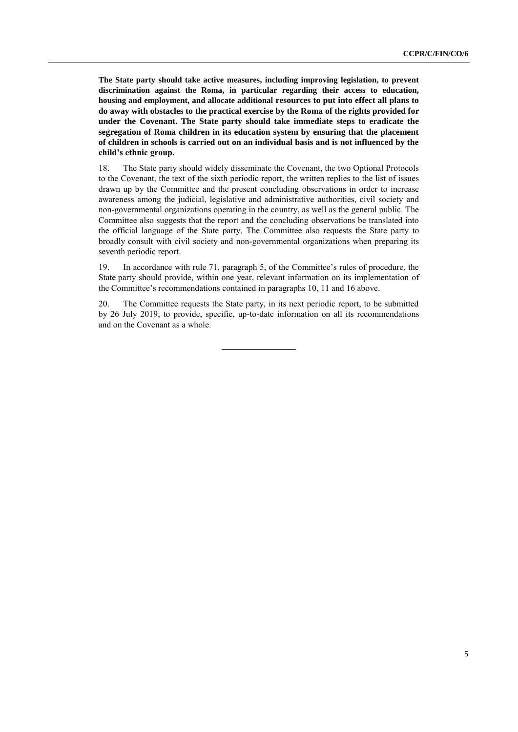**The State party should take active measures, including improving legislation, to prevent discrimination against the Roma, in particular regarding their access to education, housing and employment, and allocate additional resources to put into effect all plans to do away with obstacles to the practical exercise by the Roma of the rights provided for under the Covenant. The State party should take immediate steps to eradicate the segregation of Roma children in its education system by ensuring that the placement of children in schools is carried out on an individual basis and is not influenced by the child's ethnic group.**

18. The State party should widely disseminate the Covenant, the two Optional Protocols to the Covenant, the text of the sixth periodic report, the written replies to the list of issues drawn up by the Committee and the present concluding observations in order to increase awareness among the judicial, legislative and administrative authorities, civil society and non-governmental organizations operating in the country, as well as the general public. The Committee also suggests that the report and the concluding observations be translated into the official language of the State party. The Committee also requests the State party to broadly consult with civil society and non-governmental organizations when preparing its seventh periodic report.

19. In accordance with rule 71, paragraph 5, of the Committee's rules of procedure, the State party should provide, within one year, relevant information on its implementation of the Committee's recommendations contained in paragraphs 10, 11 and 16 above.

20. The Committee requests the State party, in its next periodic report, to be submitted by 26 July 2019, to provide, specific, up-to-date information on all its recommendations and on the Covenant as a whole.